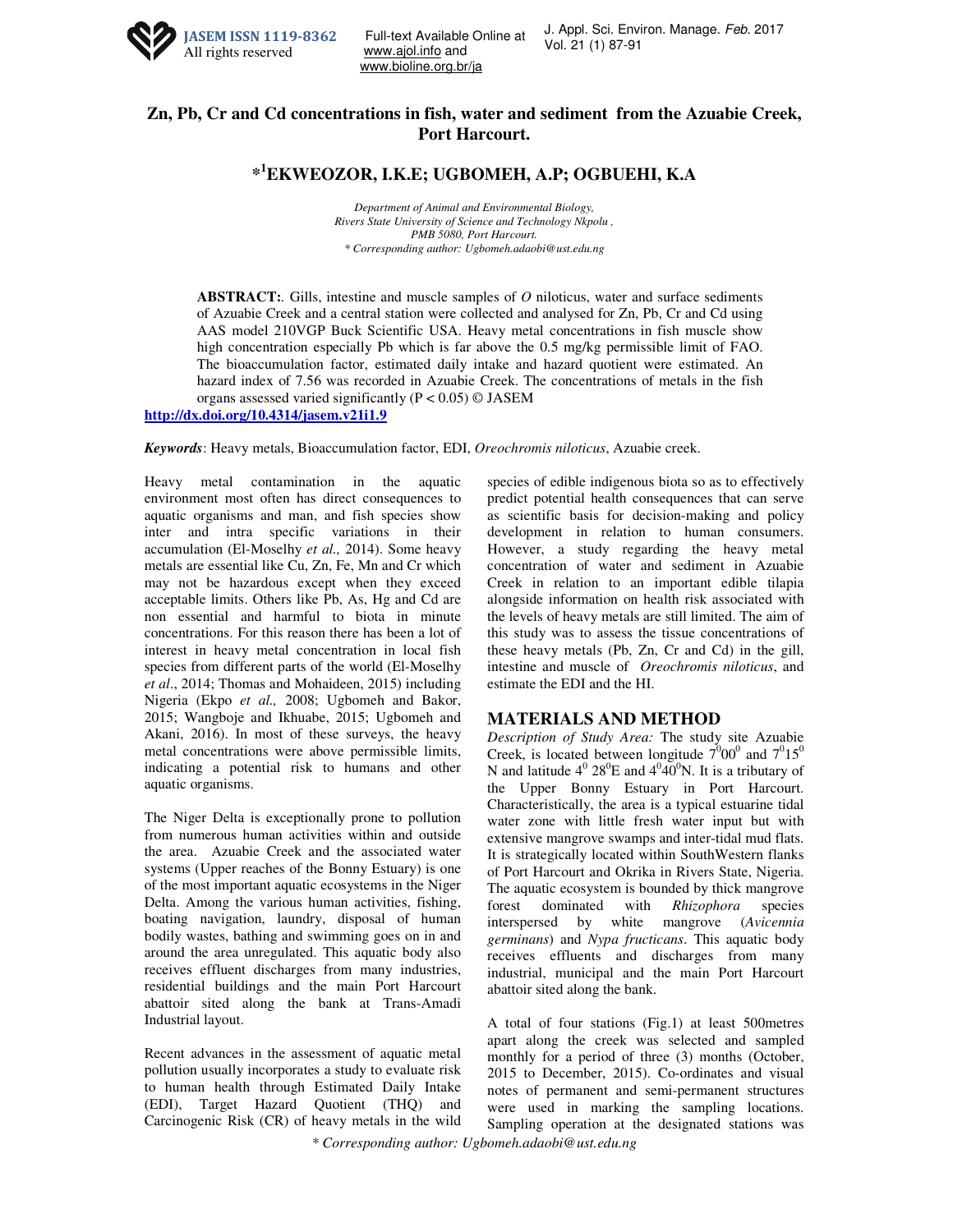# Zn, Pb, Cr and Cd concentrations in fish, water and sediment from the Azuabie Creek, Port Harcourt.

## *[1]EKWEOZOR, I.K.E; UGBOMEH, A.P; OGBUEHI, K.A

*Department of Animal and Environmental Biology,*
*Rivers State University of Science and Technology Nkpolu ,*
*PMB 5080, Port Harcourt.*
** Corresponding author: Ugbomeh.adaobi@ust.edu.ng*

**ABSTRACT:**. Gills, intestine and muscle samples of *O* niloticus, water and surface sediments of Azuabie Creek and a central station were collected and analysed for Zn, Pb, Cr and Cd using AAS model 210VGP Buck Scientific USA. Heavy metal concentrations in fish muscle show high concentration especially Pb which is far above the 0.5 mg/kg permissible limit of FAO. The bioaccumulation factor, estimated daily intake and hazard quotient were estimated. An hazard index of 7.56 was recorded in Azuabie Creek. The concentrations of metals in the fish organs assessed varied significantly ($P < 0.05$) © JASEM

http://dx.doi.org/10.4314/jasem.v21i1.9

***Keywords***: Heavy metals, Bioaccumulation factor, EDI, *Oreochromis niloticus*, Azuabie creek.

Heavy metal contamination in the aquatic environment most often has direct consequences to aquatic organisms and man, and fish species show inter and intra specific variations in their accumulation (El-Moselhy *et al.,* 2014). Some heavy metals are essential like Cu, Zn, Fe, Mn and Cr which may not be hazardous except when they exceed acceptable limits. Others like Pb, As, Hg and Cd are non essential and harmful to biota in minute concentrations. For this reason there has been a lot of interest in heavy metal concentration in local fish species from different parts of the world (El-Moselhy *et al*., 2014; Thomas and Mohaideen, 2015) including Nigeria (Ekpo *et al.,* 2008; Ugbomeh and Bakor, 2015; Wangboje and Ikhuabe, 2015; Ugbomeh and Akani, 2016). In most of these surveys, the heavy metal concentrations were above permissible limits, indicating a potential risk to humans and other aquatic organisms.

The Niger Delta is exceptionally prone to pollution from numerous human activities within and outside the area. Azuabie Creek and the associated water systems (Upper reaches of the Bonny Estuary) is one of the most important aquatic ecosystems in the Niger Delta. Among the various human activities, fishing, boating navigation, laundry, disposal of human bodily wastes, bathing and swimming goes on in and around the area unregulated. This aquatic body also receives effluent discharges from many industries, residential buildings and the main Port Harcourt abattoir sited along the bank at Trans-Amadi Industrial layout.

Recent advances in the assessment of aquatic metal pollution usually incorporates a study to evaluate risk to human health through Estimated Daily Intake (EDI), Target Hazard Quotient (THQ) and Carcinogenic Risk (CR) of heavy metals in the wild species of edible indigenous biota so as to effectively predict potential health consequences that can serve as scientific basis for decision-making and policy development in relation to human consumers. However, a study regarding the heavy metal concentration of water and sediment in Azuabie Creek in relation to an important edible tilapia alongside information on health risk associated with the levels of heavy metals are still limited. The aim of this study was to assess the tissue concentrations of these heavy metals (Pb, Zn, Cr and Cd) in the gill, intestine and muscle of *Oreochromis niloticus*, and estimate the EDI and the HI.

## MATERIALS AND METHOD

*Description of Study Area:* The study site Azuabie Creek, is located between longitude $7^0 00^0$ and $7^0 15^0$ N and latitude $4^0$ $28^0$E and $4^0 40^0$N. It is a tributary of the Upper Bonny Estuary in Port Harcourt. Characteristically, the area is a typical estuarine tidal water zone with little fresh water input but with extensive mangrove swamps and inter-tidal mud flats. It is strategically located within SouthWestern flanks of Port Harcourt and Okrika in Rivers State, Nigeria. The aquatic ecosystem is bounded by thick mangrove forest dominated with *Rhizophora* species interspersed by white mangrove (*Avicennia germinans*) and *Nypa fructicans*. This aquatic body receives effluents and discharges from many industrial, municipal and the main Port Harcourt abattoir sited along the bank.

A total of four stations (Fig.1) at least 500metres apart along the creek was selected and sampled monthly for a period of three (3) months (October, 2015 to December, 2015). Co-ordinates and visual notes of permanent and semi-permanent structures were used in marking the sampling locations. Sampling operation at the designated stations was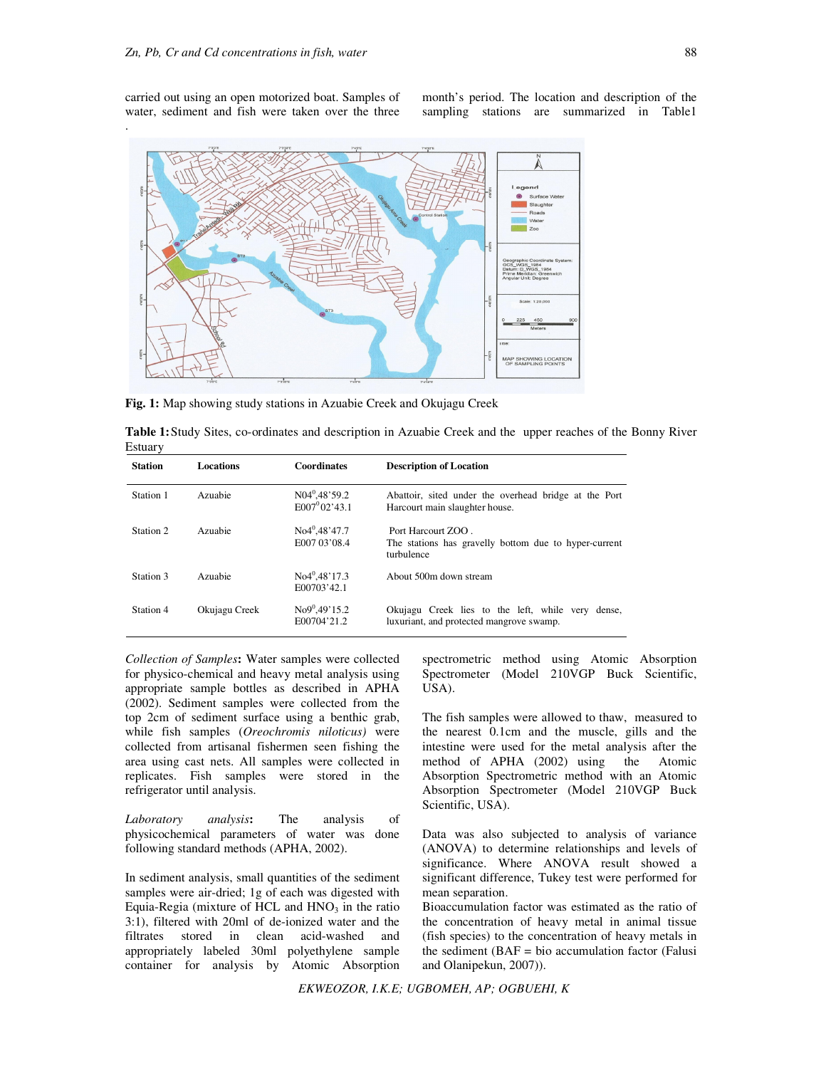carried out using an open motorized boat. Samples of water, sediment and fish were taken over the three month's period. The location and description of the sampling stations are summarized in Table1

.

**Fig. 1:** Map showing study stations in Azuabie Creek and Okujagu Creek

**Table 1:** Study Sites, co-ordinates and description in Azuabie Creek and the upper reaches of the Bonny River Estuary

| Station | Locations | Coordinates | Description of Location |
|---|---|---|---|
| Station 1 | Azuabie | N04$^{0}$,48'59.2 E007$^{0}$02'43.1 | Abattoir, sited under the overhead bridge at the Port Harcourt main slaughter house. |
| Station 2 | Azuabie | No4$^{0}$,48'47.7 E007 03'08.4 | Port Harcourt ZOO . The stations has gravelly bottom due to hyper-current turbulence |
| Station 3 | Azuabie | No4$^{0}$,48'17.3 E00703'42.1 | About 500m down stream |
| Station 4 | Okujagu Creek | No9$^{0}$,49'15.2 E00704'21.2 | Okujagu Creek lies to the left, while very dense, luxuriant, and protected mangrove swamp. |

*Collection of Samples***:** Water samples were collected for physico-chemical and heavy metal analysis using appropriate sample bottles as described in APHA (2002). Sediment samples were collected from the top 2cm of sediment surface using a benthic grab, while fish samples (*Oreochromis niloticus)* were collected from artisanal fishermen seen fishing the area using cast nets. All samples were collected in replicates. Fish samples were stored in the refrigerator until analysis.

*Laboratory analysis***:** The analysis of physicochemical parameters of water was done following standard methods (APHA, 2002).

In sediment analysis, small quantities of the sediment samples were air-dried; 1g of each was digested with Equia-Regia (mixture of HCL and $HNO_3$ in the ratio 3:1), filtered with 20ml of de-ionized water and the filtrates stored in clean acid-washed and appropriately labeled 30ml polyethylene sample container for analysis by Atomic Absorption spectrometric method using Atomic Absorption Spectrometer (Model 210VGP Buck Scientific, USA).

The fish samples were allowed to thaw, measured to the nearest 0.1cm and the muscle, gills and the intestine were used for the metal analysis after the method of APHA (2002) using the Atomic Absorption Spectrometric method with an Atomic Absorption Spectrometer (Model 210VGP Buck Scientific, USA).

Data was also subjected to analysis of variance (ANOVA) to determine relationships and levels of significance. Where ANOVA result showed a significant difference, Tukey test were performed for mean separation.
Bioaccumulation factor was estimated as the ratio of the concentration of heavy metal in animal tissue (fish species) to the concentration of heavy metals in the sediment (BAF = bio accumulation factor (Falusi and Olanipekun, 2007)).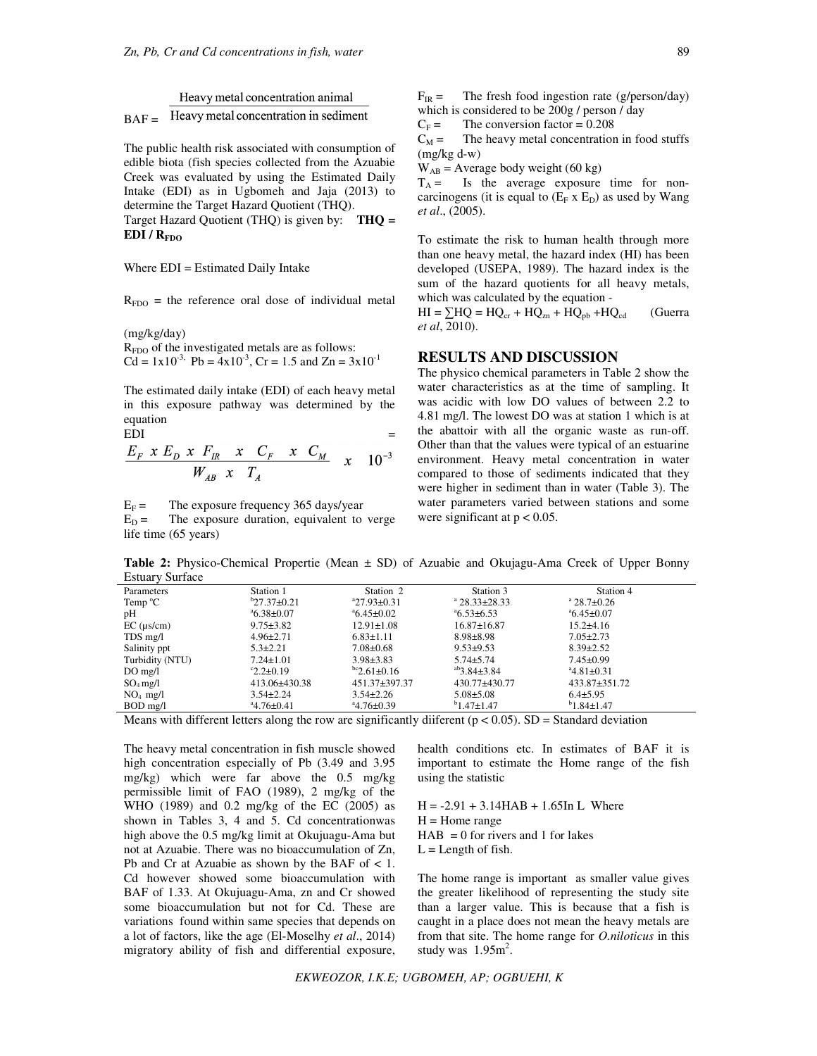$$BAF = \frac{\text{Heavy metal concentration animal}}{\text{Heavy metal concentration in sediment}}$$

The public health risk associated with consumption of edible biota (fish species collected from the Azuabie Creek was evaluated by using the Estimated Daily Intake (EDI) as in Ugbomeh and Jaja (2013) to determine the Target Hazard Quotient (THQ).

Target Hazard Quotient (THQ) is given by: $\mathbf{THQ = EDI / R_{FDO}}$

Where EDI = Estimated Daily Intake

$R_{FDO}$ = the reference oral dose of individual metal (mg/kg/day)

$R_{FDO}$ of the investigated metals are as follows: Cd = $1\text{x}10^{-3}$, Pb = $4\text{x}10^{-3}$, Cr = 1.5 and Zn = $3\text{x}10^{-1}$

The estimated daily intake (EDI) of each heavy metal in this exposure pathway was determined by the equation

$$EDI = \frac{E_F \ x \ E_D \ x \ F_{IR} \ x \ C_F \ x \ C_M}{W_{AB} \ x \ T_A} \ x \ 10^{-3}$$

$E_F$ = The exposure frequency 365 days/year

$E_D$ = The exposure duration, equivalent to verge life time (65 years)

$F_{IR}$ = The fresh food ingestion rate (g/person/day) which is considered to be 200g / person / day

$C_F$ = The conversion factor = 0.208

$C_M$ = The heavy metal concentration in food stuffs (mg/kg d-w)

$W_{AB}$ = Average body weight (60 kg)

$T_A$ = Is the average exposure time for non-carcinogens (it is equal to ($E_F$ x $E_D$) as used by Wang *et al*., (2005).

To estimate the risk to human health through more than one heavy metal, the hazard index (HI) has been developed (USEPA, 1989). The hazard index is the sum of the hazard quotients for all heavy metals, which was calculated by the equation -

$HI = \sum HQ = HQ_{cr} + HQ_{zn} + HQ_{pb} + HQ_{cd}$ (Guerra *et al*, 2010).

## RESULTS AND DISCUSSION

The physico chemical parameters in Table 2 show the water characteristics as at the time of sampling. It was acidic with low DO values of between 2.2 to 4.81 mg/l. The lowest DO was at station 1 which is at the abattoir with all the organic waste as run-off. Other than that the values were typical of an estuarine environment. Heavy metal concentration in water compared to those of sediments indicated that they were higher in sediment than in water (Table 3). The water parameters varied between stations and some were significant at $p < 0.05$.

**Table 2:** Physico-Chemical Propertie (Mean ± SD) of Azuabie and Okujagu-Ama Creek of Upper Bonny Estuary Surface

| Parameters | Station 1 | Station 2 | Station 3 | Station 4 |
|---|---|---|---|---|
| Temp °C | $^{b}$27.37±0.21 | $^{a}$27.93±0.31 | $^{a}$ 28.33±28.33 | $^{a}$ 28.7±0.26 |
| pH | $^{a}$6.38±0.07 | $^{a}$6.45±0.02 | $^{a}$6.53±6.53 | $^{a}$6.45±0.07 |
| EC (µs/cm) | 9.75±3.82 | 12.91±1.08 | 16.87±16.87 | 15.2±4.16 |
| TDS mg/l | 4.96±2.71 | 6.83±1.11 | 8.98±8.98 | 7.05±2.73 |
| Salinity ppt | 5.3±2.21 | 7.08±0.68 | 9.53±9.53 | 8.39±2.52 |
| Turbidity (NTU) | 7.24±1.01 | 3.98±3.83 | 5.74±5.74 | 7.45±0.99 |
| DO mg/l | $^{c}$2.2±0.19 | $^{bc}$2.61±0.16 | $^{ab}$3.84±3.84 | $^{a}$4.81±0.31 |
| $SO_4$ mg/l | 413.06±430.38 | 451.37±397.37 | 430.77±430.77 | 433.87±351.72 |
| $NO_4$ mg/l | 3.54±2.24 | 3.54±2.26 | 5.08±5.08 | 6.4±5.95 |
| BOD mg/l | $^{a}$4.76±0.41 | $^{a}$4.76±0.39 | $^{b}$1.47±1.47 | $^{b}$1.84±1.47 |

Means with different letters along the row are significantly diiferent ($p < 0.05$). SD = Standard deviation

The heavy metal concentration in fish muscle showed high concentration especially of Pb (3.49 and 3.95 mg/kg) which were far above the 0.5 mg/kg permissible limit of FAO (1989), 2 mg/kg of the WHO (1989) and 0.2 mg/kg of the EC (2005) as shown in Tables 3, 4 and 5. Cd concentrationwas high above the 0.5 mg/kg limit at Okujuagu-Ama but not at Azuabie. There was no bioaccumulation of Zn, Pb and Cr at Azuabie as shown by the BAF of < 1. Cd however showed some bioaccumulation with BAF of 1.33. At Okujuagu-Ama, zn and Cr showed some bioaccumulation but not for Cd. These are variations found within same species that depends on a lot of factors, like the age (El-Moselhy *et al*., 2014) migratory ability of fish and differential exposure, health conditions etc. In estimates of BAF it is important to estimate the Home range of the fish using the statistic

$H = -2.91 + 3.14HAB + 1.65In\ L$ Where

H = Home range

HAB = 0 for rivers and 1 for lakes

L = Length of fish.

The home range is important as smaller value gives the greater likelihood of representing the study site than a larger value. This is because that a fish is caught in a place does not mean the heavy metals are from that site. The home range for *O.niloticus* in this study was $1.95m^2$.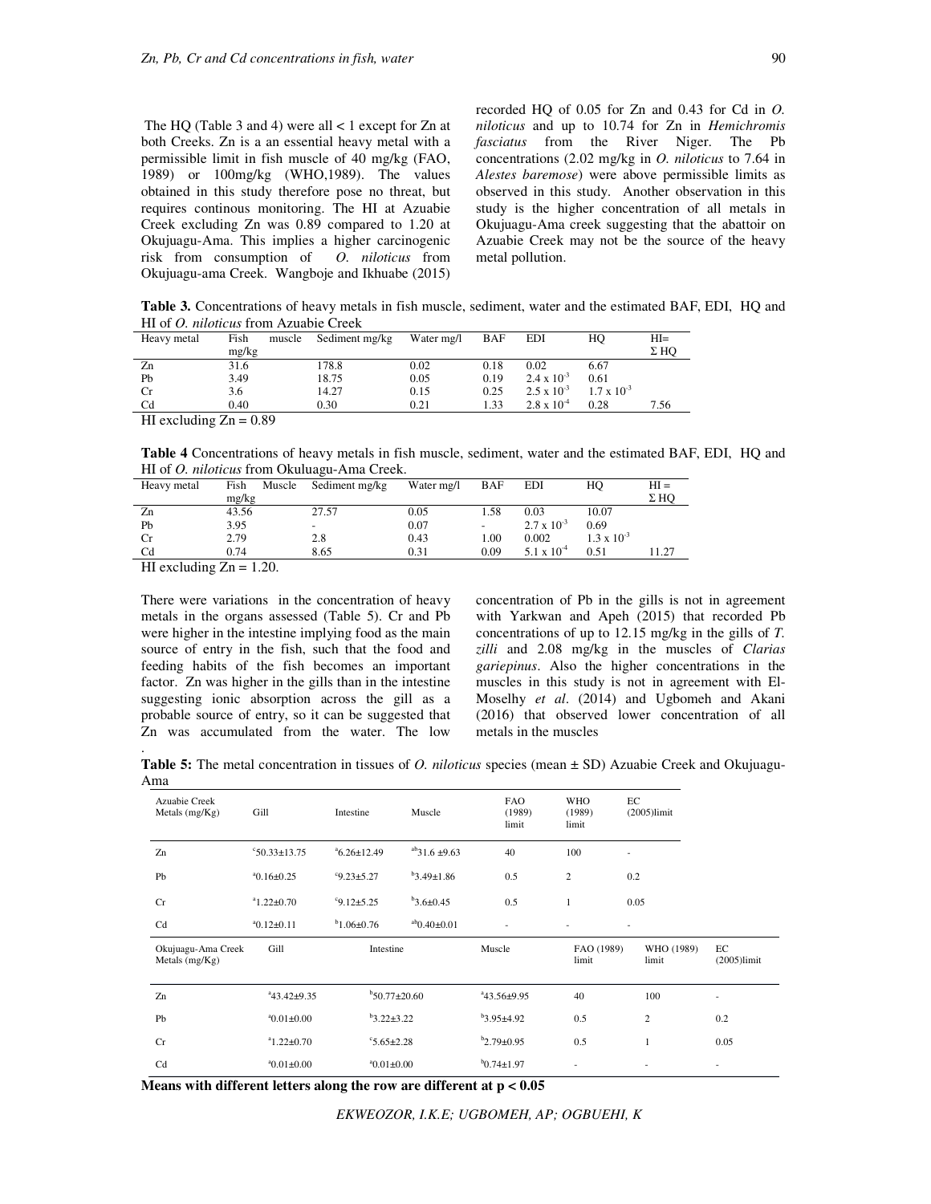The HQ (Table 3 and 4) were all < 1 except for Zn at both Creeks. Zn is a an essential heavy metal with a permissible limit in fish muscle of 40 mg/kg (FAO, 1989) or 100mg/kg (WHO,1989). The values obtained in this study therefore pose no threat, but requires continous monitoring. The HI at Azuabie Creek excluding Zn was 0.89 compared to 1.20 at Okujuagu-Ama. This implies a higher carcinogenic risk from consumption of *O. niloticus* from Okujuagu-ama Creek. Wangboje and Ikhuabe (2015) recorded HQ of 0.05 for Zn and 0.43 for Cd in *O. niloticus* and up to 10.74 for Zn in *Hemichromis fasciatus* from the River Niger. The Pb concentrations (2.02 mg/kg in *O. niloticus* to 7.64 in *Alestes baremose*) were above permissible limits as observed in this study. Another observation in this study is the higher concentration of all metals in Okujuagu-Ama creek suggesting that the abattoir on Azuabie Creek may not be the source of the heavy metal pollution.

**Table 3.** Concentrations of heavy metals in fish muscle, sediment, water and the estimated BAF, EDI, HQ and HI of *O. niloticus* from Azuabie Creek

| Heavy metal | Fish muscle mg/kg | Sediment mg/kg | Water mg/l | BAF | EDI | HQ | HI= Σ HQ |
|---|---|---|---|---|---|---|---|
| Zn | 31.6 | 178.8 | 0.02 | 0.18 | 0.02 | 6.67 | |
| Pb | 3.49 | 18.75 | 0.05 | 0.19 | $2.4 \times 10^{-3}$ | 0.61 | |
| Cr | 3.6 | 14.27 | 0.15 | 0.25 | $2.5 \times 10^{-3}$ | $1.7 \times 10^{-3}$ | |
| Cd | 0.40 | 0.30 | 0.21 | 1.33 | $2.8 \times 10^{-4}$ | 0.28 | 7.56 |

HI excluding Zn = 0.89

**Table 4** Concentrations of heavy metals in fish muscle, sediment, water and the estimated BAF, EDI, HQ and HI of *O. niloticus* from Okuluagu-Ama Creek.

| Heavy metal | Fish Muscle mg/kg | Sediment mg/kg | Water mg/l | BAF | EDI | HQ | HI = Σ HQ |
|---|---|---|---|---|---|---|---|
| Zn | 43.56 | 27.57 | 0.05 | 1.58 | 0.03 | 10.07 | |
| Pb | 3.95 | - | 0.07 | - | $2.7 \times 10^{-3}$ | 0.69 | |
| Cr | 2.79 | 2.8 | 0.43 | 1.00 | 0.002 | $1.3 \times 10^{-3}$ | |
| Cd | 0.74 | 8.65 | 0.31 | 0.09 | $5.1 \times 10^{-4}$ | 0.51 | 11.27 |

HI excluding Zn = 1.20.

There were variations in the concentration of heavy metals in the organs assessed (Table 5). Cr and Pb were higher in the intestine implying food as the main source of entry in the fish, such that the food and feeding habits of the fish becomes an important factor. Zn was higher in the gills than in the intestine suggesting ionic absorption across the gill as a probable source of entry, so it can be suggested that Zn was accumulated from the water. The low concentration of Pb in the gills is not in agreement with Yarkwan and Apeh (2015) that recorded Pb concentrations of up to 12.15 mg/kg in the gills of *T. zilli* and 2.08 mg/kg in the muscles of *Clarias gariepinus*. Also the higher concentrations in the muscles in this study is not in agreement with El-Moselhy *et al*. (2014) and Ugbomeh and Akani (2016) that observed lower concentration of all metals in the muscles

**Table 5:** The metal concentration in tissues of *O. niloticus* species (mean ± SD) Azuabie Creek and Okujuagu-Ama

| Azuabie Creek Metals (mg/Kg) | Gill | Intestine | Muscle | FAO (1989) limit | WHO (1989) limit | EC (2005)limit |
|---|---|---|---|---|---|---|
| Zn | [c]50.33±13.75 | [a]6.26±12.49 | [ab]31.6 ±9.63 | 40 | 100 | - |
| Pb | [a]0.16±0.25 | [c]9.23±5.27 | [b]3.49±1.86 | 0.5 | 2 | 0.2 |
| Cr | [a]1.22±0.70 | [c]9.12±5.25 | [b]3.6±0.45 | 0.5 | 1 | 0.05 |
| Cd | [a]0.12±0.11 | [b]1.06±0.76 | [ab]0.40±0.01 | - | - | - |
| **Okujuagu-Ama Creek Metals (mg/Kg)** | **Gill** | **Intestine** | **Muscle** | **FAO (1989) limit** | **WHO (1989) limit** | **EC (2005)limit** |
| Zn | [a]43.42±9.35 | [b]50.77±20.60 | [a]43.56±9.95 | 40 | 100 | - |
| Pb | [a]0.01±0.00 | [b]3.22±3.22 | [b]3.95±4.92 | 0.5 | 2 | 0.2 |
| Cr | [a]1.22±0.70 | [c]5.65±2.28 | [b]2.79±0.95 | 0.5 | 1 | 0.05 |
| Cd | [a]0.01±0.00 | [a]0.01±0.00 | [b]0.74±1.97 | - | - | - |

**Means with different letters along the row are different at $p < 0.05$**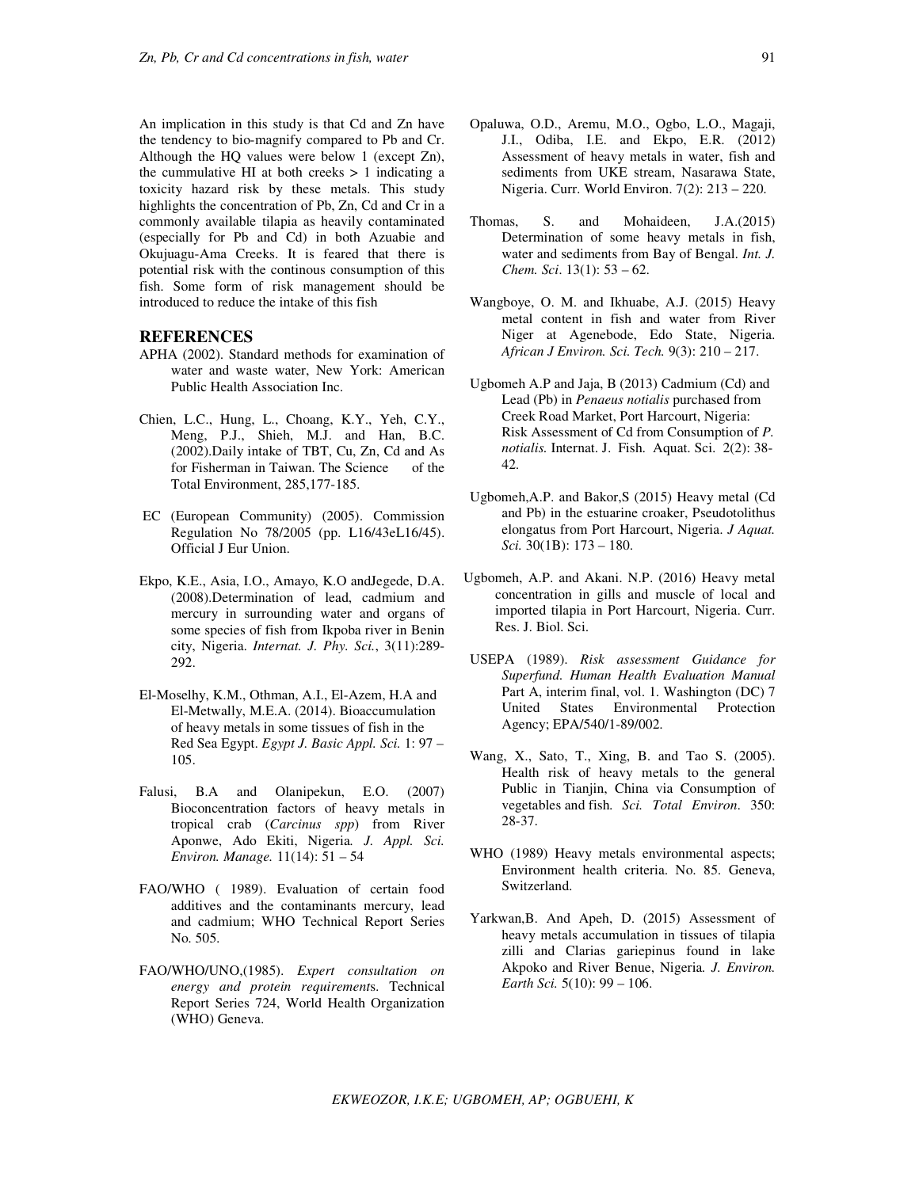An implication in this study is that Cd and Zn have the tendency to bio-magnify compared to Pb and Cr. Although the HQ values were below 1 (except Zn), the cummulative HI at both creeks > 1 indicating a toxicity hazard risk by these metals. This study highlights the concentration of Pb, Zn, Cd and Cr in a commonly available tilapia as heavily contaminated (especially for Pb and Cd) in both Azuabie and Okujuagu-Ama Creeks. It is feared that there is potential risk with the continous consumption of this fish. Some form of risk management should be introduced to reduce the intake of this fish

## REFERENCES

APHA (2002). Standard methods for examination of water and waste water, New York: American Public Health Association Inc.

Chien, L.C., Hung, L., Choang, K.Y., Yeh, C.Y., Meng, P.J., Shieh, M.J. and Han, B.C. (2002).Daily intake of TBT, Cu, Zn, Cd and As for Fisherman in Taiwan. The Science of the Total Environment, 285,177-185.

EC (European Community) (2005). Commission Regulation No 78/2005 (pp. L16/43eL16/45). Official J Eur Union.

Ekpo, K.E., Asia, I.O., Amayo, K.O andJegede, D.A. (2008).Determination of lead, cadmium and mercury in surrounding water and organs of some species of fish from Ikpoba river in Benin city, Nigeria. *Internat. J. Phy. Sci.*, 3(11):289-292.

El-Moselhy, K.M., Othman, A.I., El-Azem, H.A and El-Metwally, M.E.A. (2014). Bioaccumulation of heavy metals in some tissues of fish in the Red Sea Egypt. *Egypt J. Basic Appl. Sci.* 1: 97 – 105.

Falusi, B.A and Olanipekun, E.O. (2007) Bioconcentration factors of heavy metals in tropical crab (*Carcinus spp*) from River Aponwe, Ado Ekiti, Nigeria*. J. Appl. Sci. Environ. Manage.* 11(14): 51 – 54

FAO/WHO ( 1989). Evaluation of certain food additives and the contaminants mercury, lead and cadmium; WHO Technical Report Series No. 505.

FAO/WHO/UNO,(1985). *Expert consultation on energy and protein requirement*s. Technical Report Series 724, World Health Organization (WHO) Geneva.

Opaluwa, O.D., Aremu, M.O., Ogbo, L.O., Magaji, J.I., Odiba, I.E. and Ekpo, E.R. (2012) Assessment of heavy metals in water, fish and sediments from UKE stream, Nasarawa State, Nigeria. Curr. World Environ. 7(2): 213 – 220.

Thomas, S. and Mohaideen, J.A.(2015) Determination of some heavy metals in fish, water and sediments from Bay of Bengal. *Int. J. Chem. Sci*. 13(1): 53 – 62.

Wangboye, O. M. and Ikhuabe, A.J. (2015) Heavy metal content in fish and water from River Niger at Agenebode, Edo State, Nigeria. *African J Environ. Sci. Tech.* 9(3): 210 – 217.

Ugbomeh A.P and Jaja, B (2013) Cadmium (Cd) and Lead (Pb) in *Penaeus notialis* purchased from Creek Road Market, Port Harcourt, Nigeria: Risk Assessment of Cd from Consumption of *P. notialis.* Internat. J. Fish. Aquat. Sci. 2(2): 38-42.

Ugbomeh,A.P. and Bakor,S (2015) Heavy metal (Cd and Pb) in the estuarine croaker, Pseudotolithus elongatus from Port Harcourt, Nigeria. *J Aquat. Sci.* 30(1B): 173 – 180.

Ugbomeh, A.P. and Akani. N.P. (2016) Heavy metal concentration in gills and muscle of local and imported tilapia in Port Harcourt, Nigeria. Curr. Res. J. Biol. Sci.

USEPA (1989). *Risk assessment Guidance for Superfund. Human Health Evaluation Manual* Part A, interim final, vol. 1. Washington (DC) 7 United States Environmental Protection Agency; EPA/540/1-89/002.

Wang, X., Sato, T., Xing, B. and Tao S. (2005). Health risk of heavy metals to the general Public in Tianjin, China via Consumption of vegetables and fish*. Sci. Total Environ*. 350: 28-37.

WHO (1989) Heavy metals environmental aspects; Environment health criteria. No. 85. Geneva, Switzerland.

Yarkwan,B. And Apeh, D. (2015) Assessment of heavy metals accumulation in tissues of tilapia zilli and Clarias gariepinus found in lake Akpoko and River Benue, Nigeria*. J. Environ. Earth Sci.* 5(10): 99 – 106.